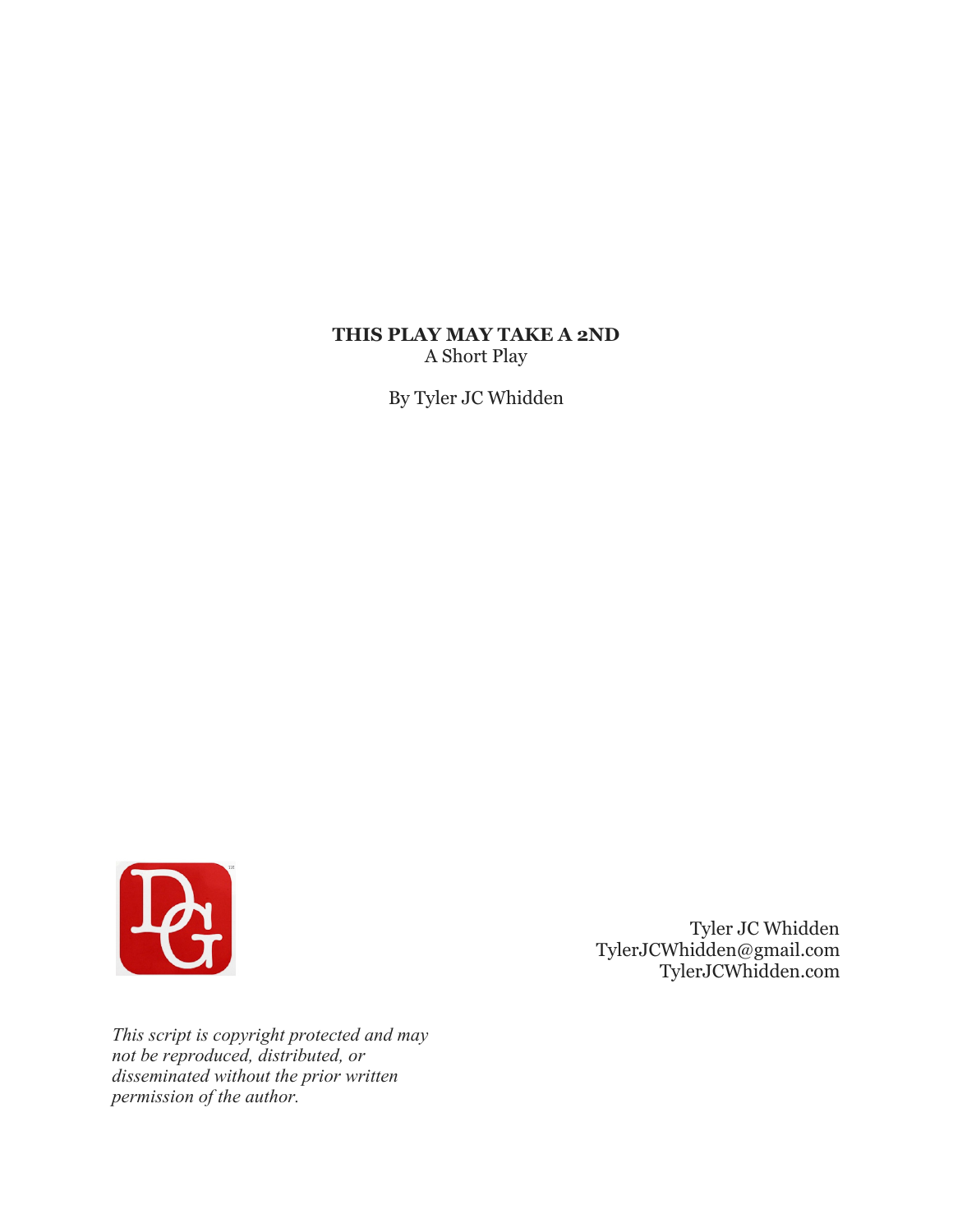# THIS PLAY MAY TAKE A 2ND

A Short Play

By Tyler JC Whidden

Tyler JC Whidden
TylerJCWhidden@gmail.com
TylerJCWhidden.com

*This script is copyright protected and may not be reproduced, distributed, or disseminated without the prior written permission of the author.*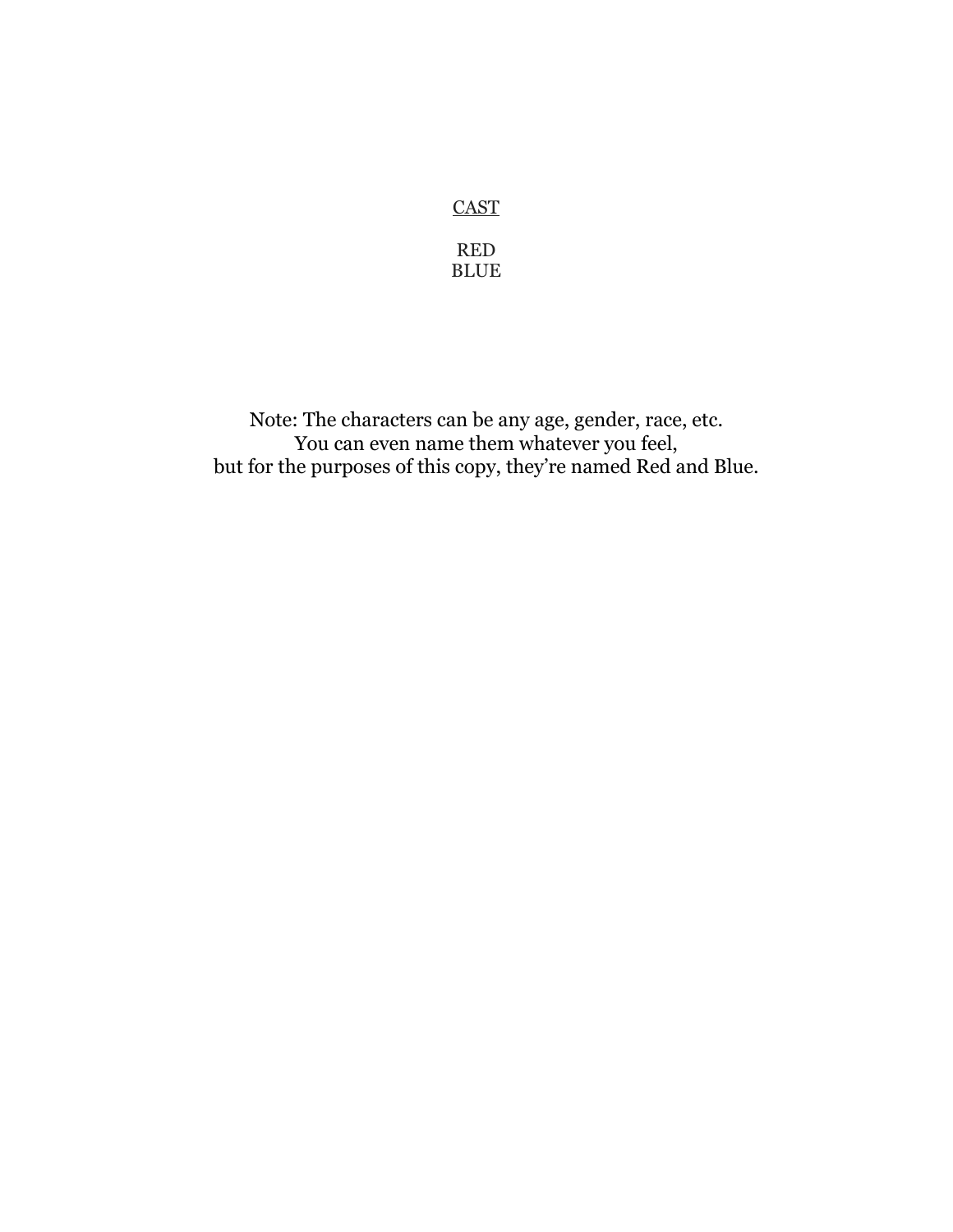<u>CAST</u>

RED
BLUE

Note: The characters can be any age, gender, race, etc.
You can even name them whatever you feel,
but for the purposes of this copy, they're named Red and Blue.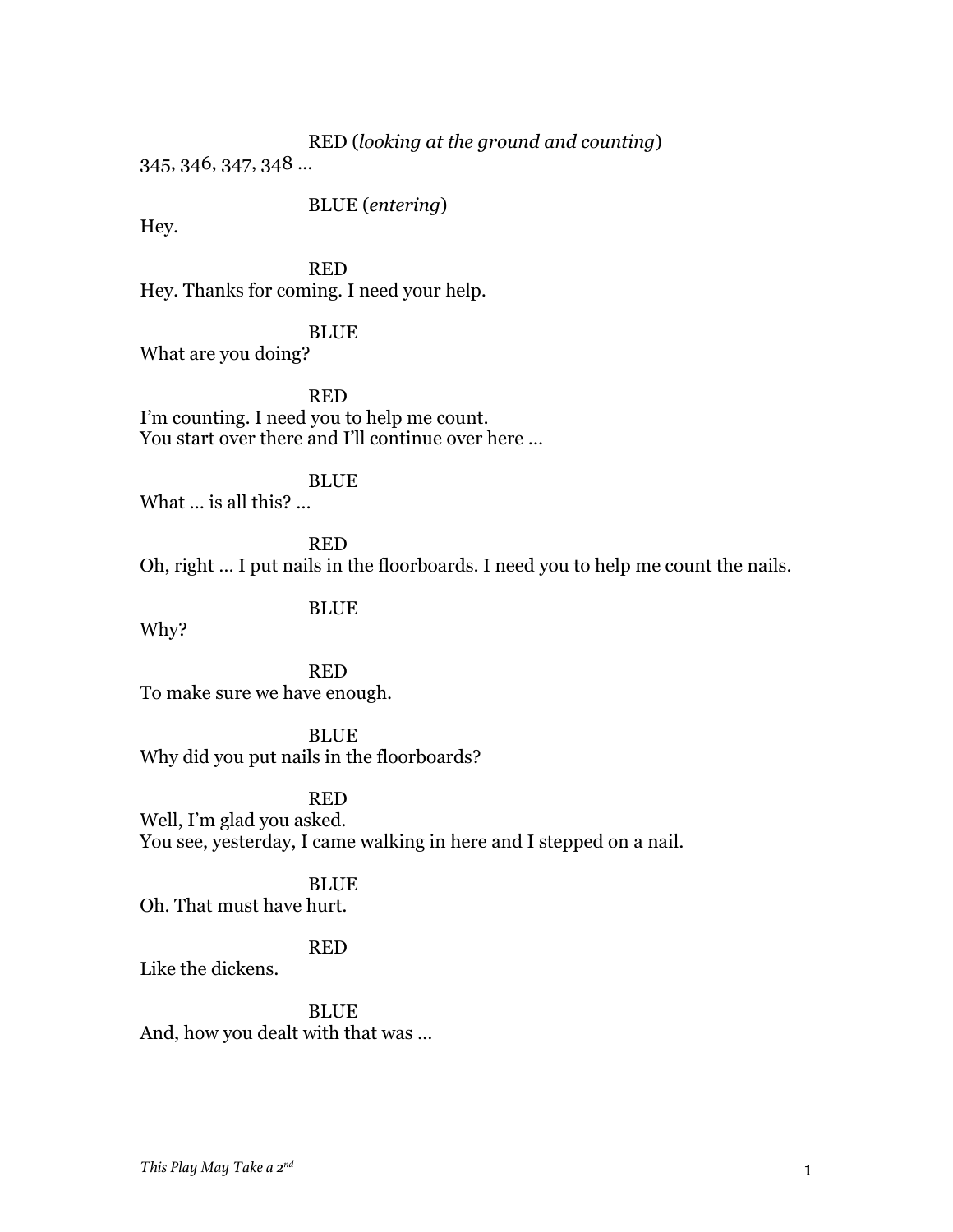RED (*looking at the ground and counting*)

345, 346, 347, 348 …

BLUE (*entering*)

Hey.

RED

Hey. Thanks for coming. I need your help.

BLUE

What are you doing?

RED

I'm counting. I need you to help me count.
You start over there and I'll continue over here …

BLUE

What … is all this? …

RED

Oh, right … I put nails in the floorboards. I need you to help me count the nails.

BLUE

Why?

RED

To make sure we have enough.

BLUE

Why did you put nails in the floorboards?

RED

Well, I'm glad you asked.
You see, yesterday, I came walking in here and I stepped on a nail.

BLUE

Oh. That must have hurt.

RED

Like the dickens.

BLUE

And, how you dealt with that was …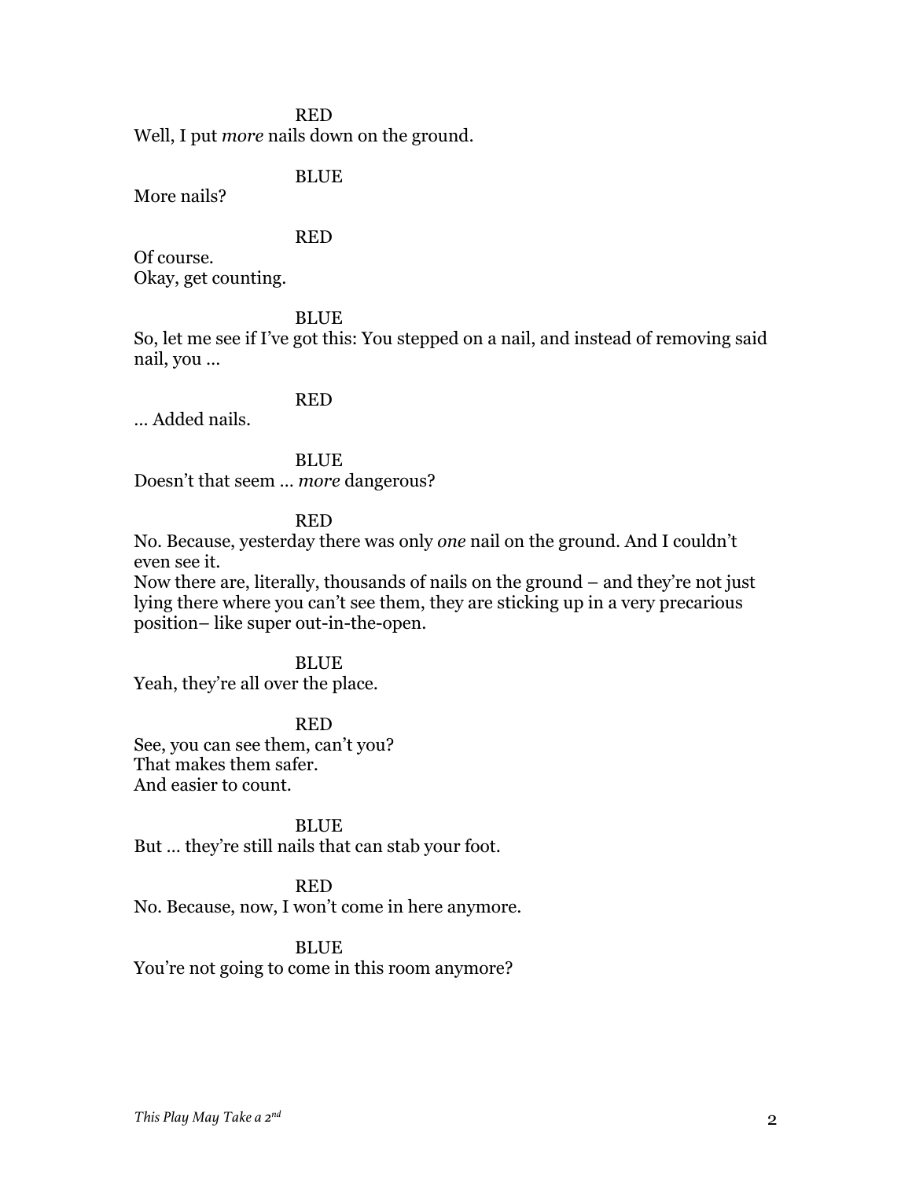RED

Well, I put *more* nails down on the ground.

BLUE

More nails?

RED

Of course.
Okay, get counting.

BLUE

So, let me see if I've got this: You stepped on a nail, and instead of removing said nail, you …

RED

… Added nails.

BLUE

Doesn't that seem … *more* dangerous?

RED

No. Because, yesterday there was only *one* nail on the ground. And I couldn't even see it.
Now there are, literally, thousands of nails on the ground – and they're not just lying there where you can't see them, they are sticking up in a very precarious position– like super out-in-the-open.

BLUE

Yeah, they're all over the place.

RED

See, you can see them, can't you?
That makes them safer.
And easier to count.

BLUE

But … they're still nails that can stab your foot.

RED

No. Because, now, I won't come in here anymore.

BLUE

You're not going to come in this room anymore?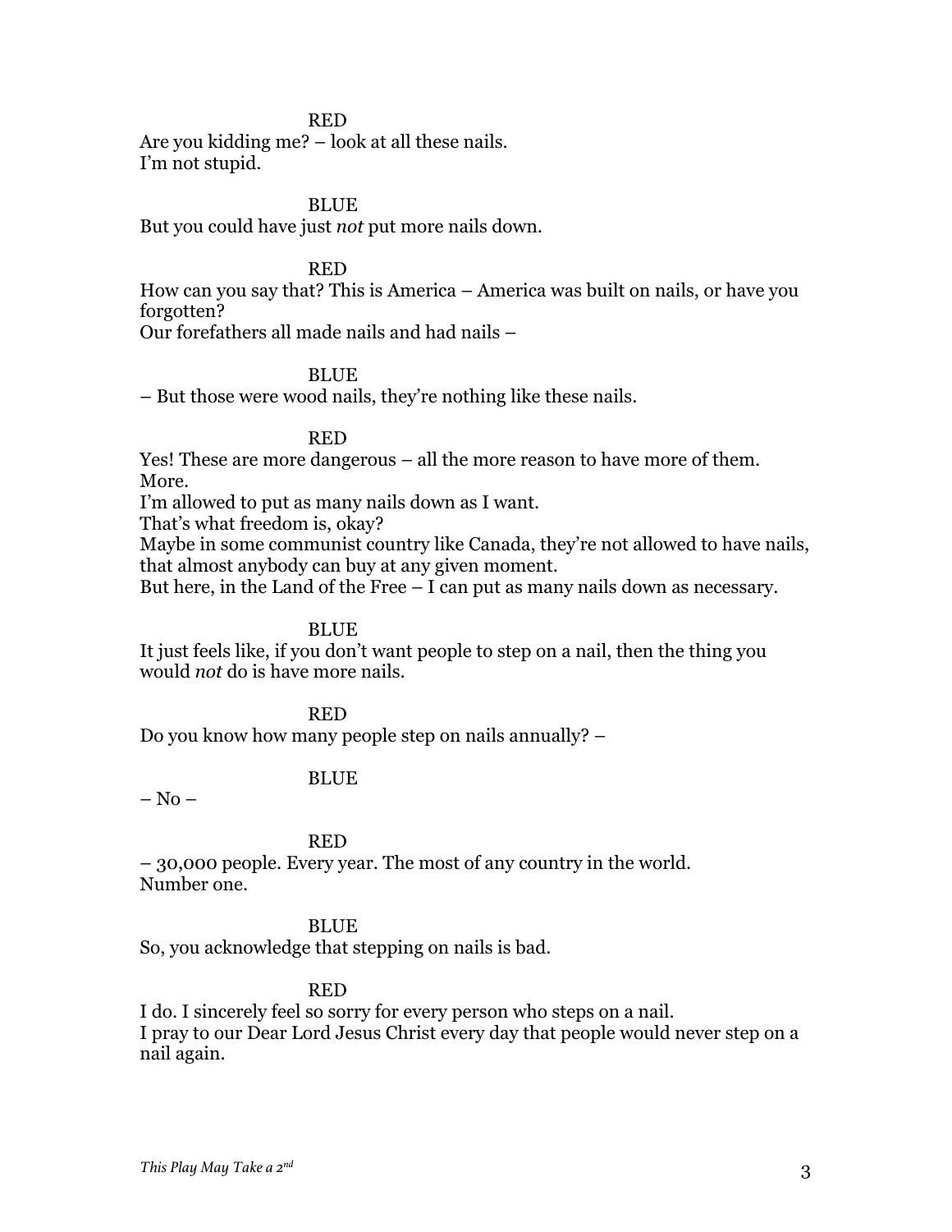RED

Are you kidding me? – look at all these nails.
I'm not stupid.

BLUE

But you could have just *not* put more nails down.

RED

How can you say that? This is America – America was built on nails, or have you forgotten?
Our forefathers all made nails and had nails –

BLUE

– But those were wood nails, they're nothing like these nails.

RED

Yes! These are more dangerous – all the more reason to have more of them.
More.
I'm allowed to put as many nails down as I want.
That's what freedom is, okay?
Maybe in some communist country like Canada, they're not allowed to have nails, that almost anybody can buy at any given moment.
But here, in the Land of the Free – I can put as many nails down as necessary.

BLUE

It just feels like, if you don't want people to step on a nail, then the thing you would *not* do is have more nails.

RED

Do you know how many people step on nails annually? –

BLUE

– No –

RED

– 30,000 people. Every year. The most of any country in the world.
Number one.

BLUE

So, you acknowledge that stepping on nails is bad.

RED

I do. I sincerely feel so sorry for every person who steps on a nail.
I pray to our Dear Lord Jesus Christ every day that people would never step on a nail again.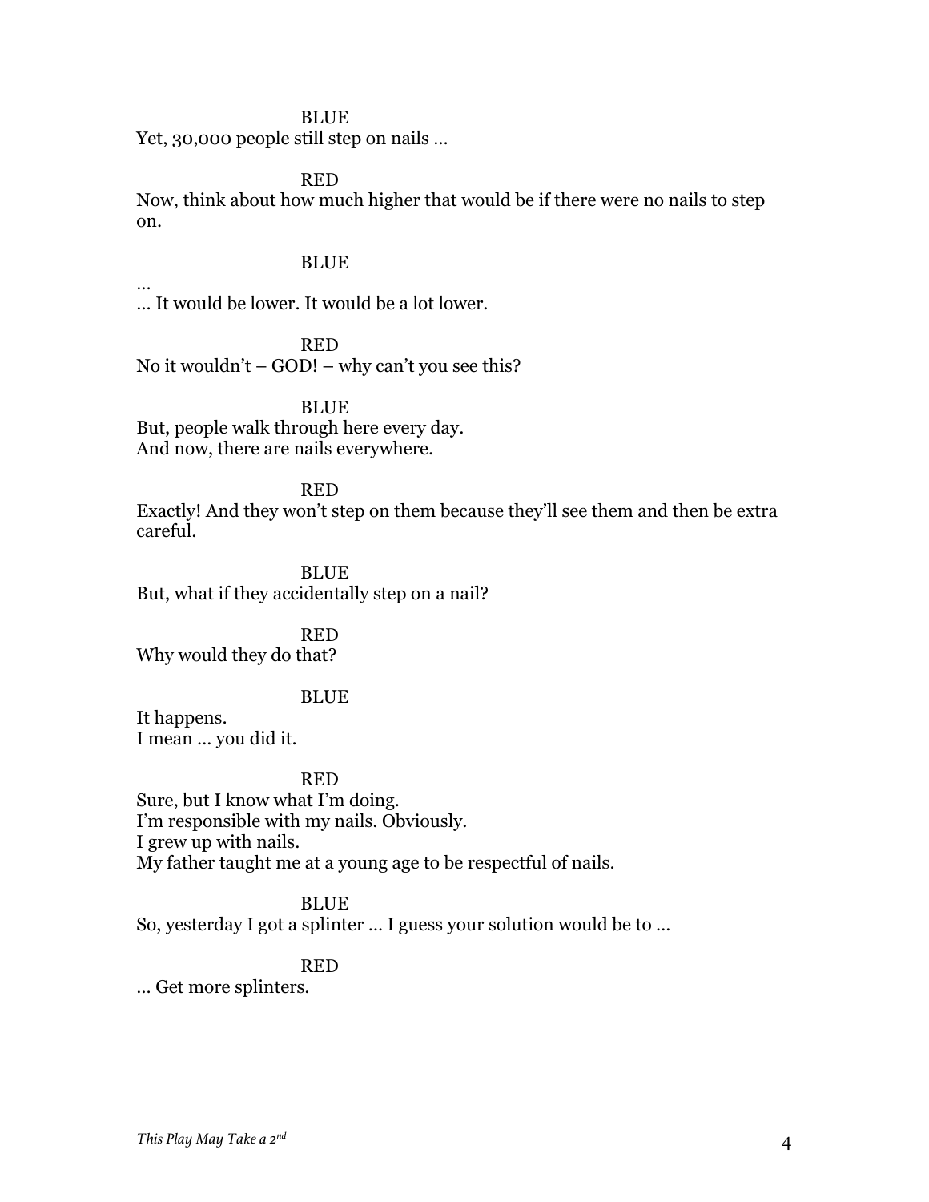BLUE

Yet, 30,000 people still step on nails …

RED

Now, think about how much higher that would be if there were no nails to step on.

BLUE

…

… It would be lower. It would be a lot lower.

RED

No it wouldn't – GOD! – why can't you see this?

BLUE

But, people walk through here every day.
And now, there are nails everywhere.

RED

Exactly! And they won't step on them because they'll see them and then be extra careful.

BLUE

But, what if they accidentally step on a nail?

RED

Why would they do that?

BLUE

It happens.
I mean … you did it.

RED

Sure, but I know what I'm doing.
I'm responsible with my nails. Obviously.
I grew up with nails.
My father taught me at a young age to be respectful of nails.

BLUE

So, yesterday I got a splinter … I guess your solution would be to …

RED

… Get more splinters.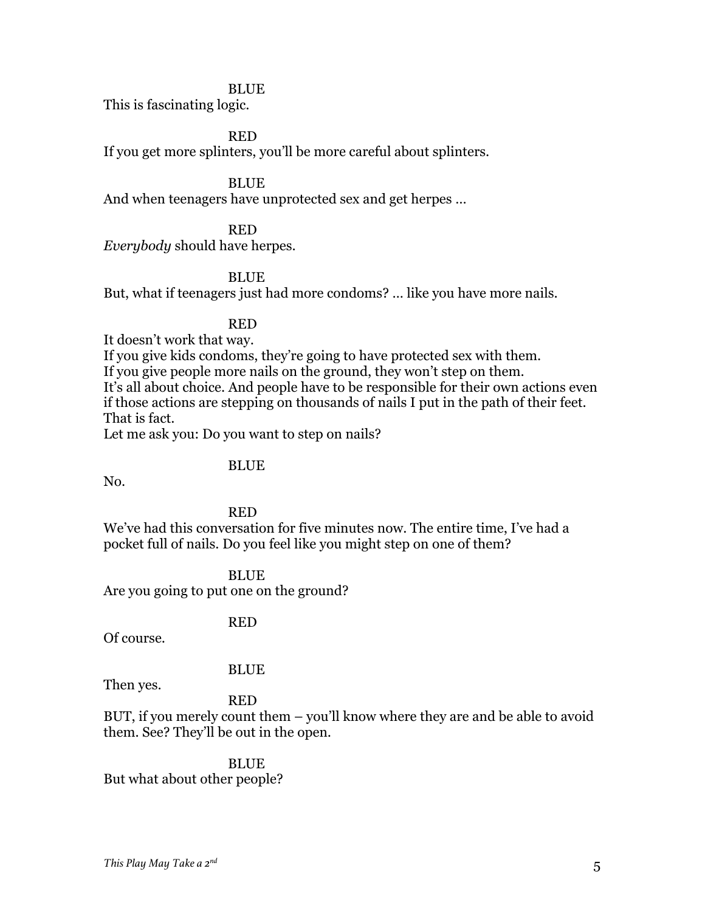BLUE

This is fascinating logic.

RED

If you get more splinters, you'll be more careful about splinters.

BLUE

And when teenagers have unprotected sex and get herpes …

RED

*Everybody* should have herpes.

BLUE

But, what if teenagers just had more condoms? … like you have more nails.

RED

It doesn't work that way.
If you give kids condoms, they're going to have protected sex with them.
If you give people more nails on the ground, they won't step on them.
It's all about choice. And people have to be responsible for their own actions even if those actions are stepping on thousands of nails I put in the path of their feet.
That is fact.
Let me ask you: Do you want to step on nails?

BLUE

No.

RED

We've had this conversation for five minutes now. The entire time, I've had a pocket full of nails. Do you feel like you might step on one of them?

BLUE

Are you going to put one on the ground?

RED

Of course.

BLUE

Then yes.

RED

BUT, if you merely count them – you'll know where they are and be able to avoid them. See? They'll be out in the open.

BLUE

But what about other people?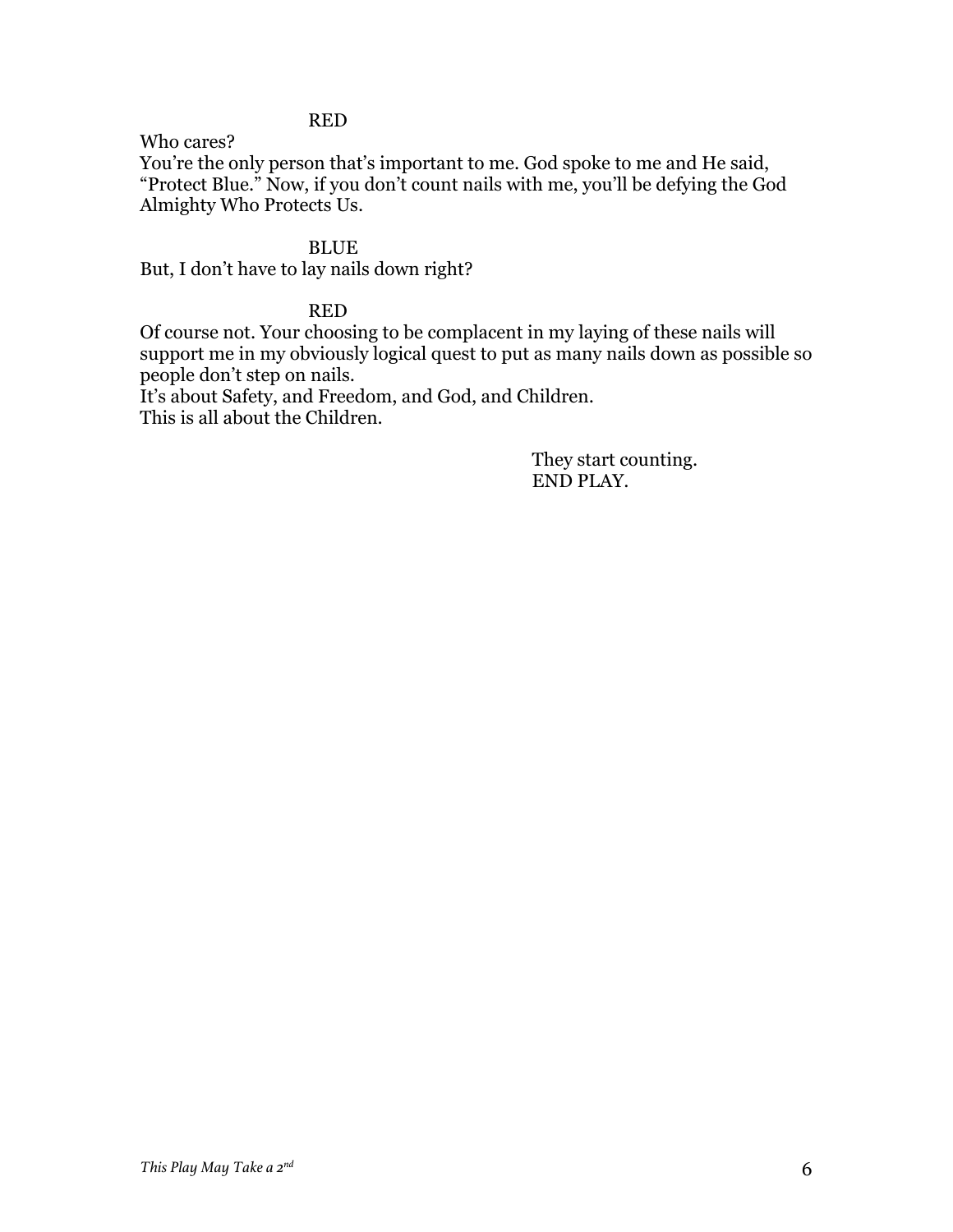RED

Who cares?
You're the only person that's important to me. God spoke to me and He said, "Protect Blue." Now, if you don't count nails with me, you'll be defying the God Almighty Who Protects Us.

BLUE

But, I don't have to lay nails down right?

RED

Of course not. Your choosing to be complacent in my laying of these nails will support me in my obviously logical quest to put as many nails down as possible so people don't step on nails.
It's about Safety, and Freedom, and God, and Children.
This is all about the Children.

They start counting.
END PLAY.